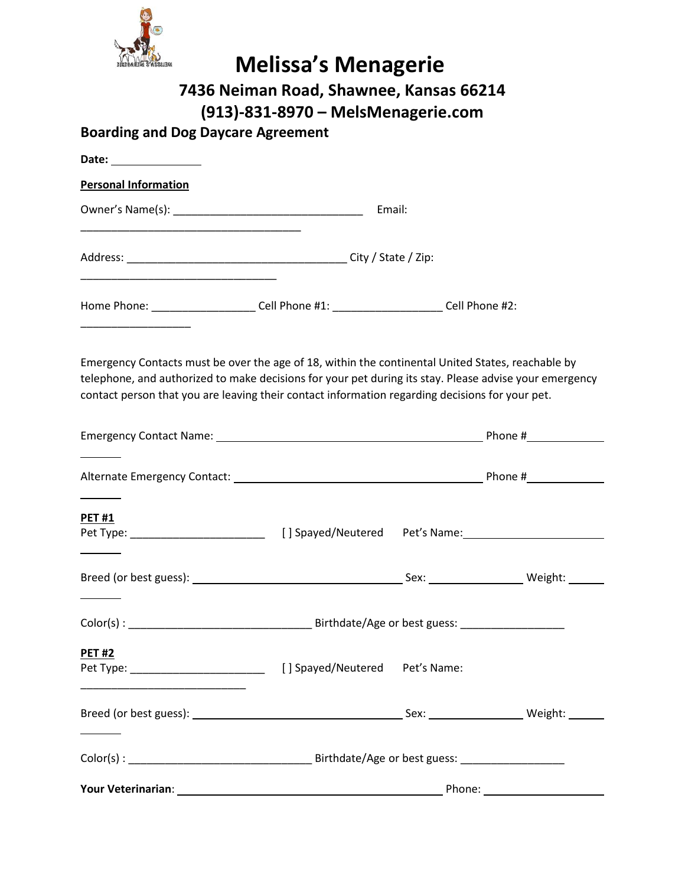# Melissa's Menagerie

## 7436 Neiman Road, Shawnee, Kansas 66214

## (913)-831-8970 – MelsMenagerie.com

### Boarding and Dog Daycare Agreement

**Date:** _______________

**Personal Information**

Owner's Name(s): ______________________________ Email: ___________________________________

Address: ___________________________________ City / State / Zip: ________________________________

Home Phone: ________________ Cell Phone #1: _________________ Cell Phone #2: _________________

Emergency Contacts must be over the age of 18, within the continental United States, reachable by telephone, and authorized to make decisions for your pet during its stay. Please advise your emergency contact person that you are leaving their contact information regarding decisions for your pet.

Emergency Contact Name: ____________________________________________ Phone # ____________________

Alternate Emergency Contact: ________________________________________ Phone # ____________________

**PET #1**

Pet Type: _____________________ [ ] Spayed/Neutered Pet's Name: ________________________

Breed (or best guess): __________________________________ Sex: _______________ Weight: _____________

Color(s) : _____________________________ Birthdate/Age or best guess: _________________

**PET #2**

Pet Type: _____________________ [ ] Spayed/Neutered Pet's Name: ___________________________

Breed (or best guess): __________________________________ Sex: _______________ Weight: _____________

Color(s) : _____________________________ Birthdate/Age or best guess: _________________

**Your Veterinarian**: ___________________________________________ Phone: ____________________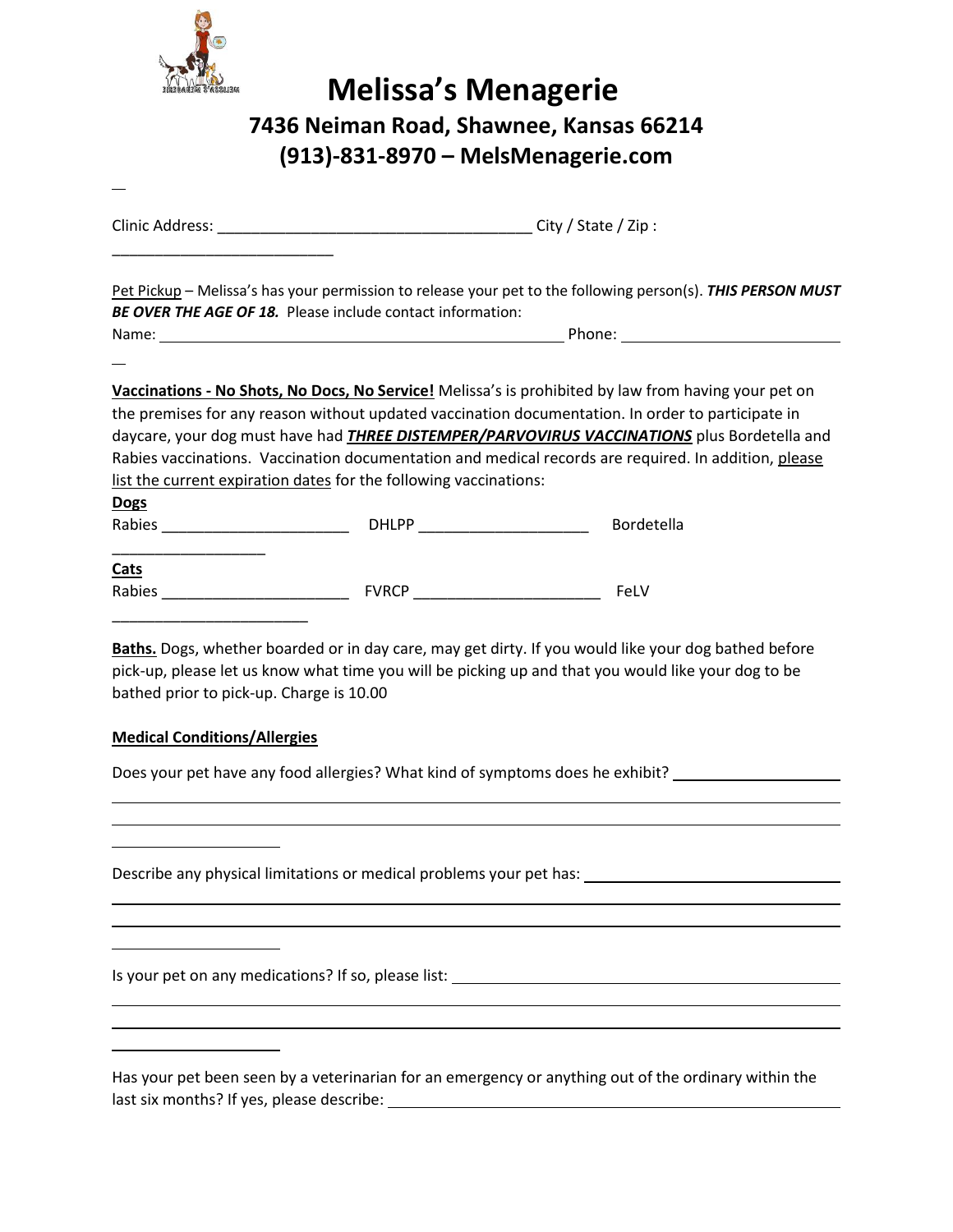# Melissa's Menagerie

## 7436 Neiman Road, Shawnee, Kansas 66214
## (913)-831-8970 – MelsMenagerie.com

Clinic Address: ____________________________________ City / State / Zip : __________________________

Pet Pickup – Melissa's has your permission to release your pet to the following person(s). ***THIS PERSON MUST BE OVER THE AGE OF 18.*** Please include contact information:

Name: ______________________________________________ Phone: ________________________

**Vaccinations - No Shots, No Docs, No Service!** Melissa's is prohibited by law from having your pet on the premises for any reason without updated vaccination documentation. In order to participate in daycare, your dog must have had ***THREE DISTEMPER/PARVOVIRUS VACCINATIONS*** plus Bordetella and Rabies vaccinations. Vaccination documentation and medical records are required. In addition, please list the current expiration dates for the following vaccinations:

**Dogs**

Rabies ______________________ DHLPP ____________________ Bordetella __________________

**Cats**

Rabies ______________________ FVRCP ______________________ FeLV _______________________

**Baths.** Dogs, whether boarded or in day care, may get dirty. If you would like your dog bathed before pick-up, please let us know what time you will be picking up and that you would like your dog to be bathed prior to pick-up. Charge is 10.00

**Medical Conditions/Allergies**

Does your pet have any food allergies? What kind of symptoms does he exhibit? ____________________

______________________________________________________________________________________

______________________________________________________________________________________

____________________

Describe any physical limitations or medical problems your pet has: ______________________________

______________________________________________________________________________________

______________________________________________________________________________________

____________________

Is your pet on any medications? If so, please list: ______________________________________________

______________________________________________________________________________________

______________________________________________________________________________________

____________________

Has your pet been seen by a veterinarian for an emergency or anything out of the ordinary within the last six months? If yes, please describe: ________________________________________________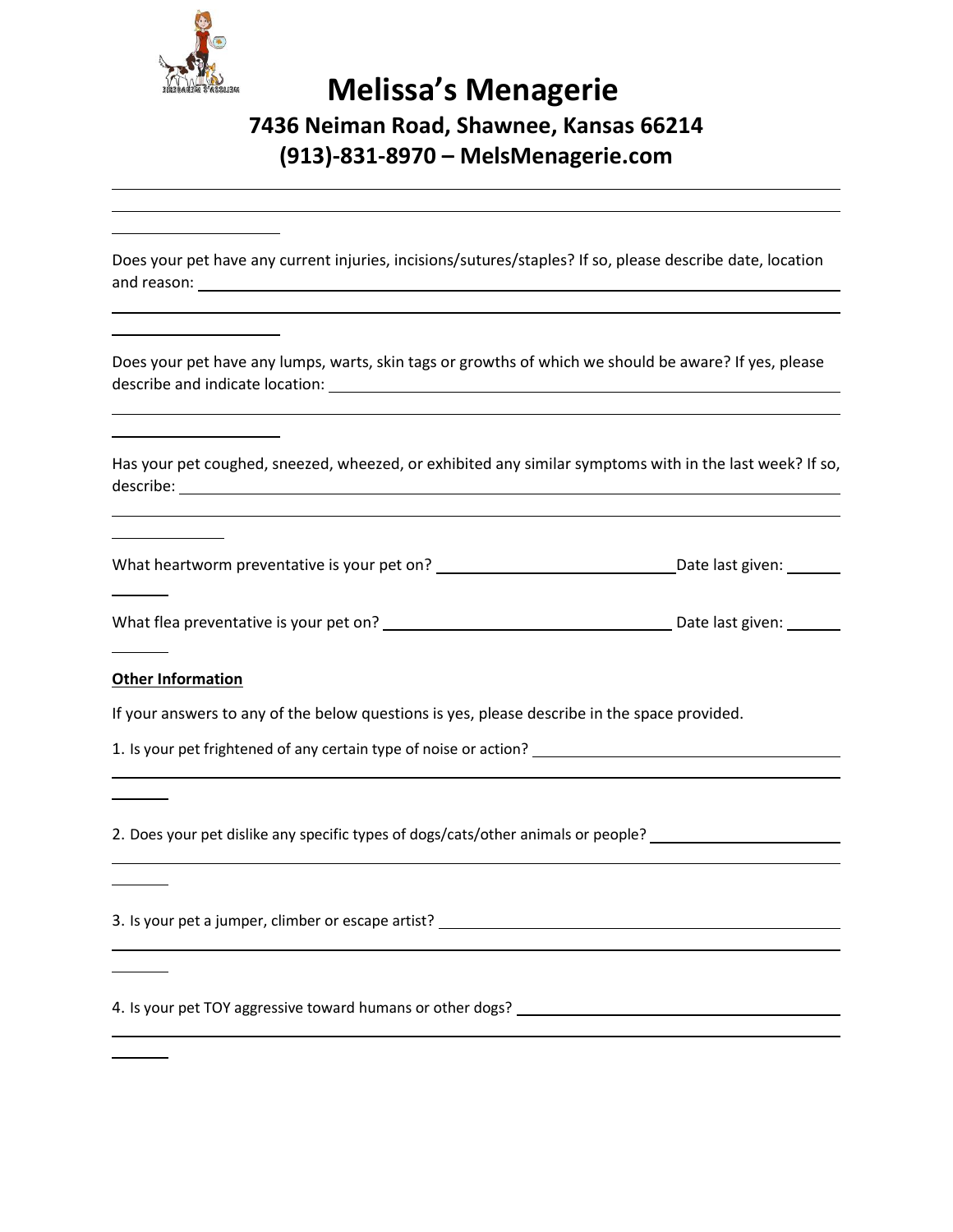# Melissa's Menagerie

## 7436 Neiman Road, Shawnee, Kansas 66214
## (913)-831-8970 – MelsMenagerie.com

---

Does your pet have any current injuries, incisions/sutures/staples? If so, please describe date, location and reason: ______________________________________________________________

______________________________________________________________

Does your pet have any lumps, warts, skin tags or growths of which we should be aware? If yes, please describe and indicate location: ______________________________________________________________

______________________________________________________________

Has your pet coughed, sneezed, wheezed, or exhibited any similar symptoms with in the last week? If so, describe: ______________________________________________________________

______________________________________________________________

What heartworm preventative is your pet on? ______________________________ Date last given: ________

What flea preventative is your pet on? ______________________________ Date last given: ________

**Other Information**

If your answers to any of the below questions is yes, please describe in the space provided.

1. Is your pet frightened of any certain type of noise or action? ______________________________

______________________________________________________________

2. Does your pet dislike any specific types of dogs/cats/other animals or people? ______________________________

______________________________________________________________

3. Is your pet a jumper, climber or escape artist? ______________________________

______________________________________________________________

4. Is your pet TOY aggressive toward humans or other dogs? ______________________________

______________________________________________________________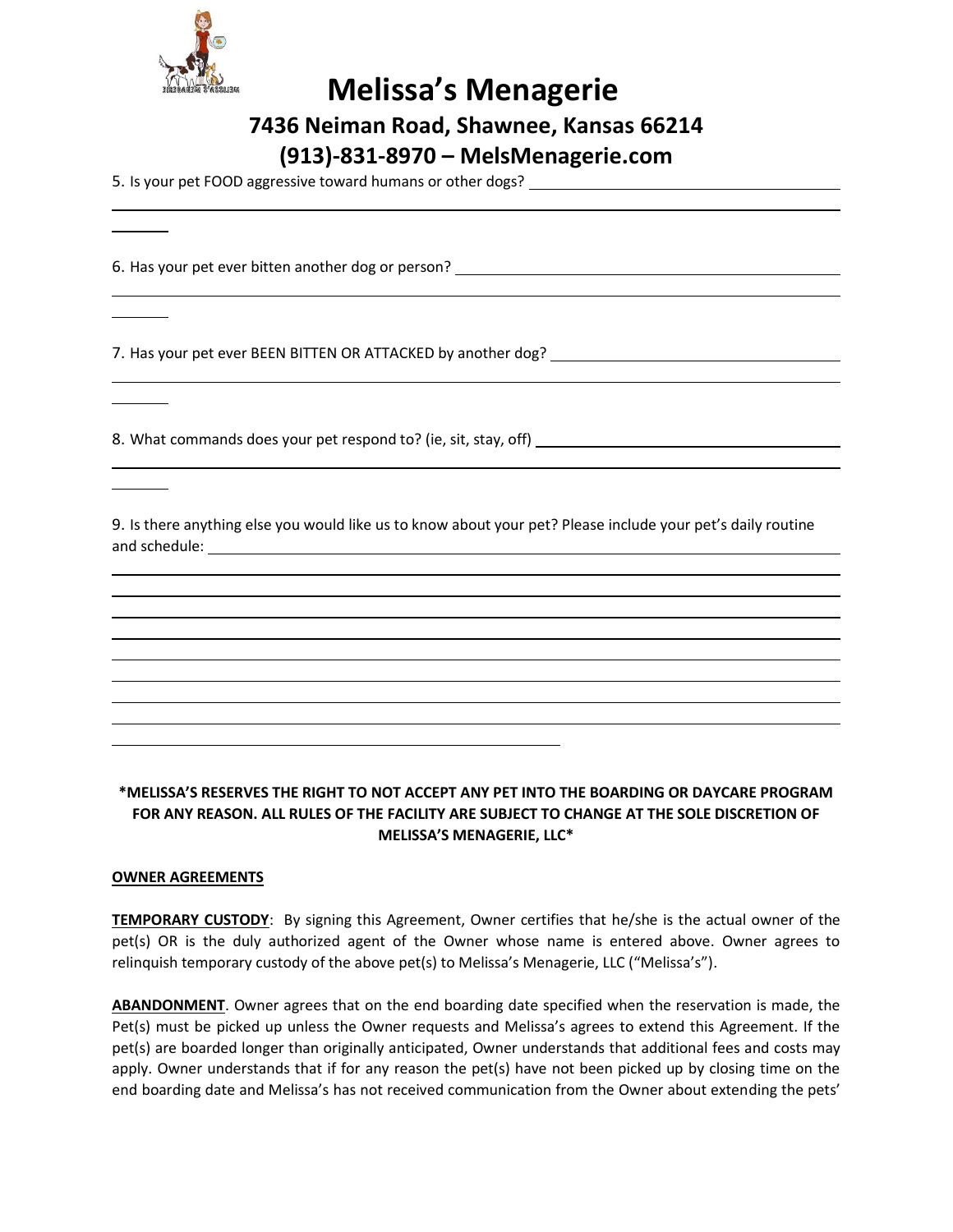# Melissa's Menagerie

## 7436 Neiman Road, Shawnee, Kansas 66214

## (913)-831-8970 – MelsMenagerie.com

5. Is your pet FOOD aggressive toward humans or other dogs? ______________________________

6. Has your pet ever bitten another dog or person? ______________________________

7. Has your pet ever BEEN BITTEN OR ATTACKED by another dog? ______________________________

8. What commands does your pet respond to? (ie, sit, stay, off) ______________________________

9. Is there anything else you would like us to know about your pet? Please include your pet's daily routine and schedule: ______________________________

**\*MELISSA'S RESERVES THE RIGHT TO NOT ACCEPT ANY PET INTO THE BOARDING OR DAYCARE PROGRAM FOR ANY REASON. ALL RULES OF THE FACILITY ARE SUBJECT TO CHANGE AT THE SOLE DISCRETION OF MELISSA'S MENAGERIE, LLC\***

**OWNER AGREEMENTS**

**TEMPORARY CUSTODY**: By signing this Agreement, Owner certifies that he/she is the actual owner of the pet(s) OR is the duly authorized agent of the Owner whose name is entered above. Owner agrees to relinquish temporary custody of the above pet(s) to Melissa's Menagerie, LLC ("Melissa's").

**ABANDONMENT**. Owner agrees that on the end boarding date specified when the reservation is made, the Pet(s) must be picked up unless the Owner requests and Melissa's agrees to extend this Agreement. If the pet(s) are boarded longer than originally anticipated, Owner understands that additional fees and costs may apply. Owner understands that if for any reason the pet(s) have not been picked up by closing time on the end boarding date and Melissa's has not received communication from the Owner about extending the pets'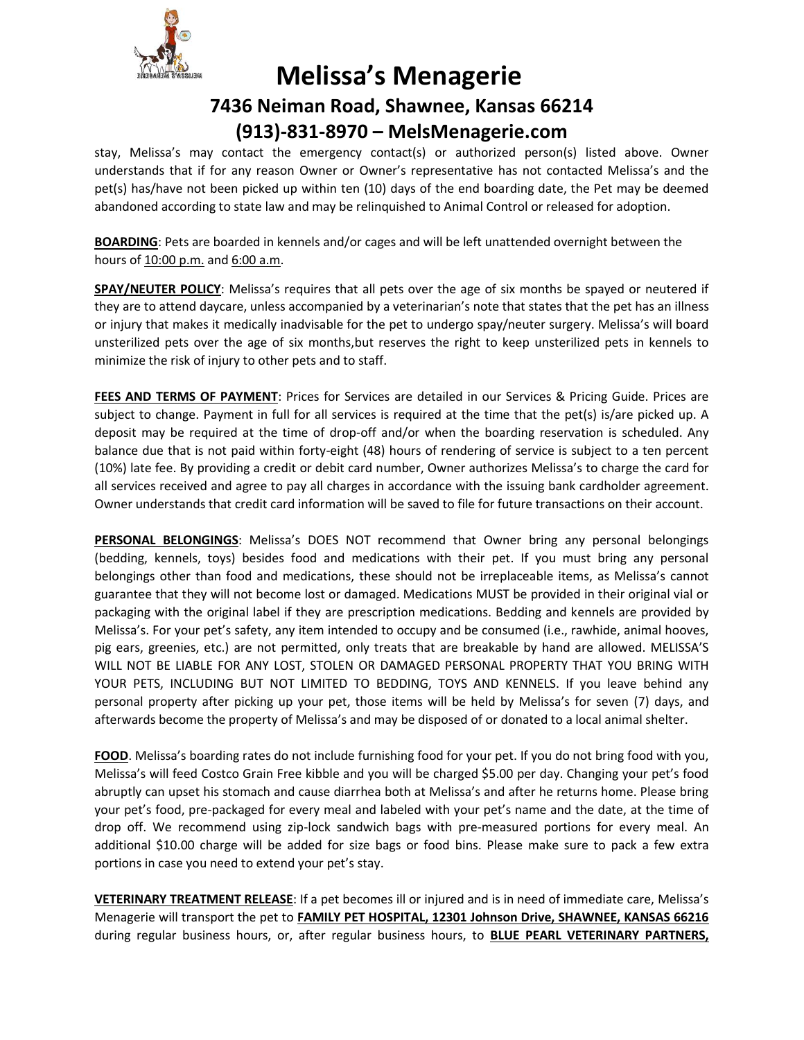stay, Melissa's may contact the emergency contact(s) or authorized person(s) listed above. Owner understands that if for any reason Owner or Owner's representative has not contacted Melissa's and the pet(s) has/have not been picked up within ten (10) days of the end boarding date, the Pet may be deemed abandoned according to state law and may be relinquished to Animal Control or released for adoption.

**BOARDING**: Pets are boarded in kennels and/or cages and will be left unattended overnight between the hours of 10:00 p.m. and 6:00 a.m.

**SPAY/NEUTER POLICY**: Melissa's requires that all pets over the age of six months be spayed or neutered if they are to attend daycare, unless accompanied by a veterinarian's note that states that the pet has an illness or injury that makes it medically inadvisable for the pet to undergo spay/neuter surgery. Melissa's will board unsterilized pets over the age of six months,but reserves the right to keep unsterilized pets in kennels to minimize the risk of injury to other pets and to staff.

**FEES AND TERMS OF PAYMENT**: Prices for Services are detailed in our Services & Pricing Guide. Prices are subject to change. Payment in full for all services is required at the time that the pet(s) is/are picked up. A deposit may be required at the time of drop-off and/or when the boarding reservation is scheduled. Any balance due that is not paid within forty-eight (48) hours of rendering of service is subject to a ten percent (10%) late fee. By providing a credit or debit card number, Owner authorizes Melissa's to charge the card for all services received and agree to pay all charges in accordance with the issuing bank cardholder agreement. Owner understands that credit card information will be saved to file for future transactions on their account.

**PERSONAL BELONGINGS**: Melissa's DOES NOT recommend that Owner bring any personal belongings (bedding, kennels, toys) besides food and medications with their pet. If you must bring any personal belongings other than food and medications, these should not be irreplaceable items, as Melissa's cannot guarantee that they will not become lost or damaged. Medications MUST be provided in their original vial or packaging with the original label if they are prescription medications. Bedding and kennels are provided by Melissa's. For your pet's safety, any item intended to occupy and be consumed (i.e., rawhide, animal hooves, pig ears, greenies, etc.) are not permitted, only treats that are breakable by hand are allowed. MELISSA'S WILL NOT BE LIABLE FOR ANY LOST, STOLEN OR DAMAGED PERSONAL PROPERTY THAT YOU BRING WITH YOUR PETS, INCLUDING BUT NOT LIMITED TO BEDDING, TOYS AND KENNELS. If you leave behind any personal property after picking up your pet, those items will be held by Melissa's for seven (7) days, and afterwards become the property of Melissa's and may be disposed of or donated to a local animal shelter.

**FOOD**. Melissa's boarding rates do not include furnishing food for your pet. If you do not bring food with you, Melissa's will feed Costco Grain Free kibble and you will be charged $5.00 per day. Changing your pet's food abruptly can upset his stomach and cause diarrhea both at Melissa's and after he returns home. Please bring your pet's food, pre-packaged for every meal and labeled with your pet's name and the date, at the time of drop off. We recommend using zip-lock sandwich bags with pre-measured portions for every meal. An additional $10.00 charge will be added for size bags or food bins. Please make sure to pack a few extra portions in case you need to extend your pet's stay.

**VETERINARY TREATMENT RELEASE**: If a pet becomes ill or injured and is in need of immediate care, Melissa's Menagerie will transport the pet to **FAMILY PET HOSPITAL, 12301 Johnson Drive, SHAWNEE, KANSAS 66216** during regular business hours, or, after regular business hours, to **BLUE PEARL VETERINARY PARTNERS,**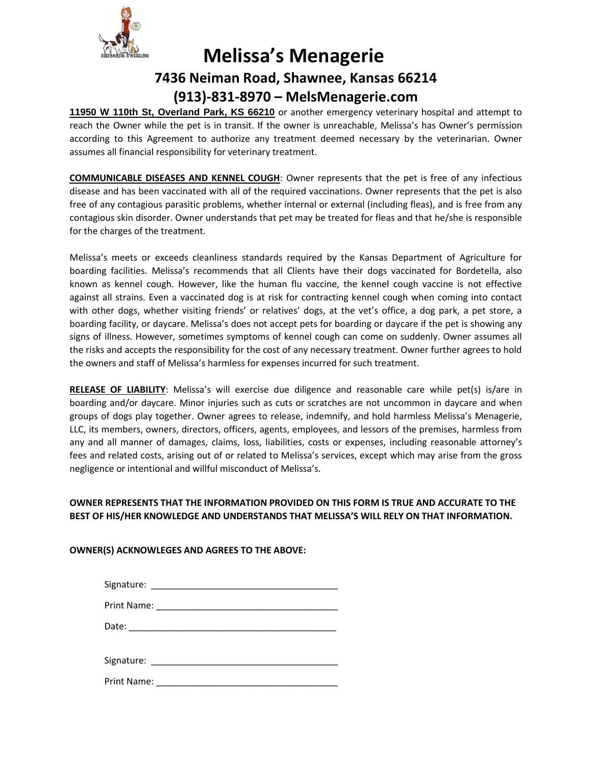# Melissa's Menagerie

## 7436 Neiman Road, Shawnee, Kansas 66214

## (913)-831-8970 – MelsMenagerie.com

**11950 W 110th St, Overland Park, KS 66210** or another emergency veterinary hospital and attempt to reach the Owner while the pet is in transit. If the owner is unreachable, Melissa's has Owner's permission according to this Agreement to authorize any treatment deemed necessary by the veterinarian. Owner assumes all financial responsibility for veterinary treatment.

**COMMUNICABLE DISEASES AND KENNEL COUGH**: Owner represents that the pet is free of any infectious disease and has been vaccinated with all of the required vaccinations. Owner represents that the pet is also free of any contagious parasitic problems, whether internal or external (including fleas), and is free from any contagious skin disorder. Owner understands that pet may be treated for fleas and that he/she is responsible for the charges of the treatment.

Melissa's meets or exceeds cleanliness standards required by the Kansas Department of Agriculture for boarding facilities. Melissa's recommends that all Clients have their dogs vaccinated for Bordetella, also known as kennel cough. However, like the human flu vaccine, the kennel cough vaccine is not effective against all strains. Even a vaccinated dog is at risk for contracting kennel cough when coming into contact with other dogs, whether visiting friends' or relatives' dogs, at the vet's office, a dog park, a pet store, a boarding facility, or daycare. Melissa's does not accept pets for boarding or daycare if the pet is showing any signs of illness. However, sometimes symptoms of kennel cough can come on suddenly. Owner assumes all the risks and accepts the responsibility for the cost of any necessary treatment. Owner further agrees to hold the owners and staff of Melissa's harmless for expenses incurred for such treatment.

**RELEASE OF LIABILITY**: Melissa's will exercise due diligence and reasonable care while pet(s) is/are in boarding and/or daycare. Minor injuries such as cuts or scratches are not uncommon in daycare and when groups of dogs play together. Owner agrees to release, indemnify, and hold harmless Melissa's Menagerie, LLC, its members, owners, directors, officers, agents, employees, and lessors of the premises, harmless from any and all manner of damages, claims, loss, liabilities, costs or expenses, including reasonable attorney's fees and related costs, arising out of or related to Melissa's services, except which may arise from the gross negligence or intentional and willful misconduct of Melissa's.

**OWNER REPRESENTS THAT THE INFORMATION PROVIDED ON THIS FORM IS TRUE AND ACCURATE TO THE BEST OF HIS/HER KNOWLEDGE AND UNDERSTANDS THAT MELISSA'S WILL RELY ON THAT INFORMATION.**

**OWNER(S) ACKNOWLEGES AND AGREES TO THE ABOVE:**

Signature: ____________________________________

Print Name: ___________________________________

Date: ________________________________________

Signature: ____________________________________

Print Name: ___________________________________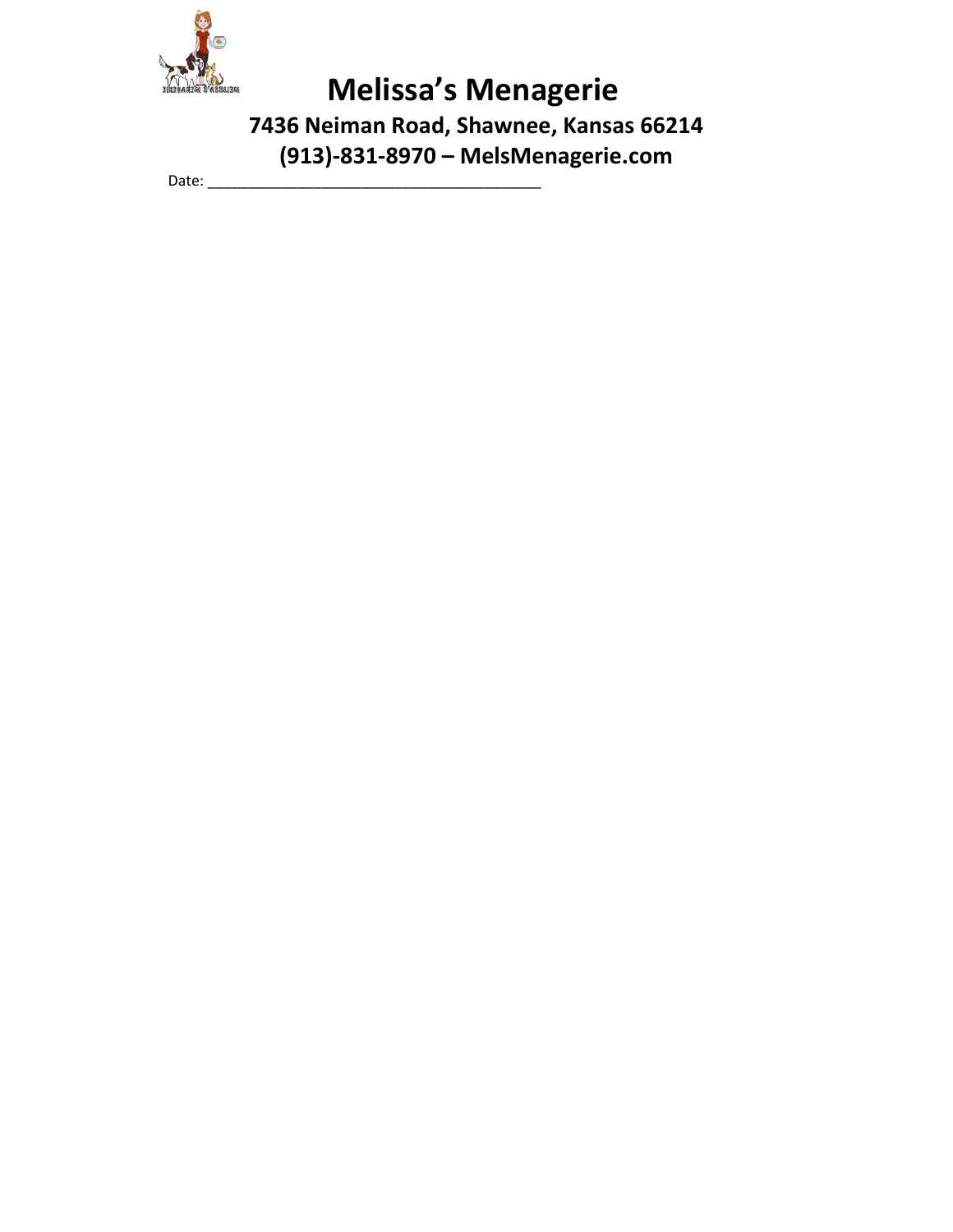# Melissa's Menagerie

**7436 Neiman Road, Shawnee, Kansas 66214**

**(913)-831-8970 – MelsMenagerie.com**

Date: _____________________________________